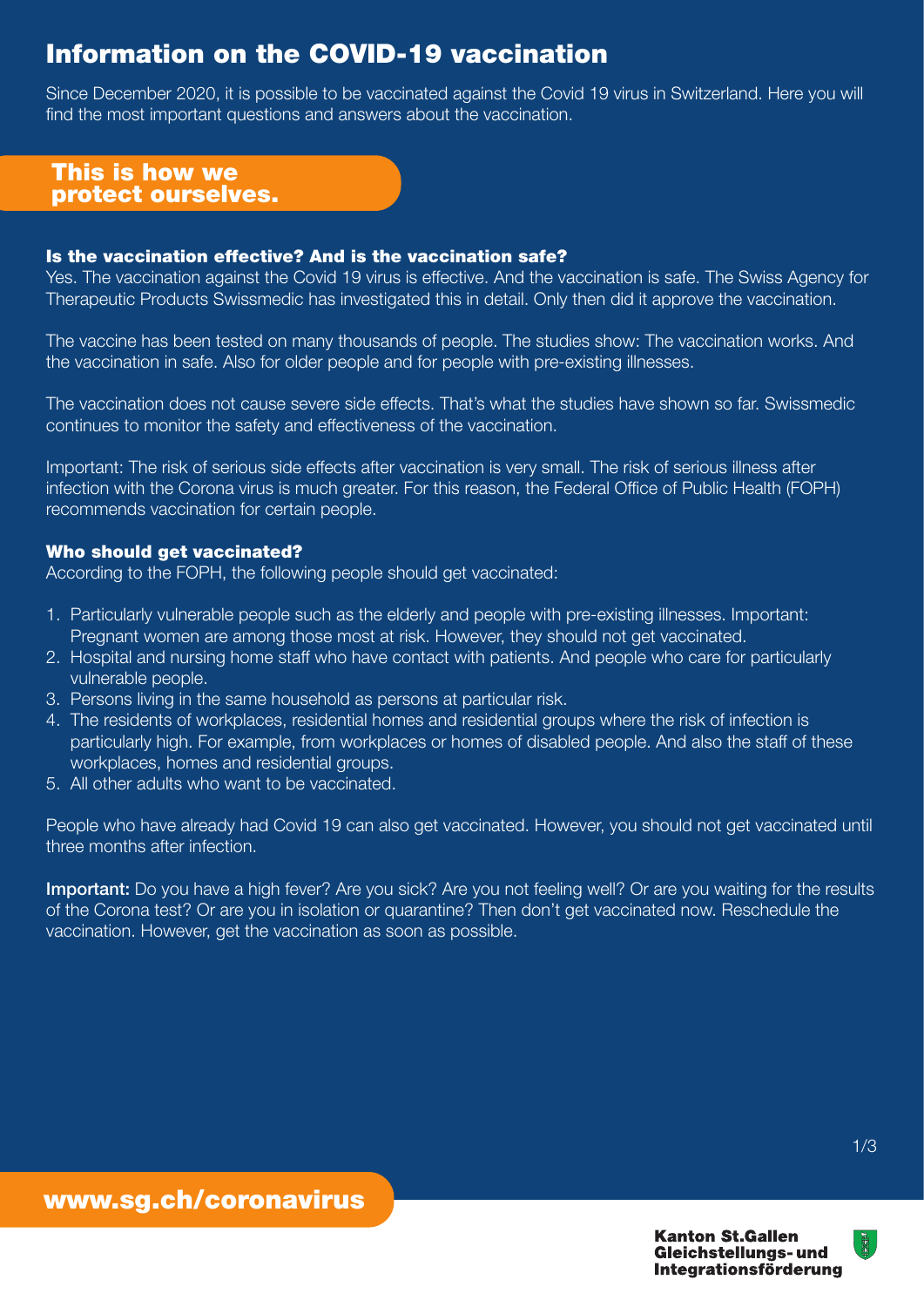# Information on the COVID-19 vaccination

Since December 2020, it is possible to be vaccinated against the Covid 19 virus in Switzerland. Here you will find the most important questions and answers about the vaccination.

## This is how we protect ourselves.

### Is the vaccination effective? And is the vaccination safe?

Yes. The vaccination against the Covid 19 virus is effective. And the vaccination is safe. The Swiss Agency for Therapeutic Products Swissmedic has investigated this in detail. Only then did it approve the vaccination.

The vaccine has been tested on many thousands of people. The studies show: The vaccination works. And the vaccination in safe. Also for older people and for people with pre-existing illnesses.

The vaccination does not cause severe side effects. That's what the studies have shown so far. Swissmedic continues to monitor the safety and effectiveness of the vaccination.

Important: The risk of serious side effects after vaccination is very small. The risk of serious illness after infection with the Corona virus is much greater. For this reason, the Federal Office of Public Health (FOPH) recommends vaccination for certain people.

### Who should get vaccinated?

According to the FOPH, the following people should get vaccinated:

1. Particularly vulnerable people such as the elderly and people with pre-existing illnesses. Important: Pregnant women are among those most at risk. However, they should not get vaccinated.
2. Hospital and nursing home staff who have contact with patients. And people who care for particularly vulnerable people.
3. Persons living in the same household as persons at particular risk.
4. The residents of workplaces, residential homes and residential groups where the risk of infection is particularly high. For example, from workplaces or homes of disabled people. And also the staff of these workplaces, homes and residential groups.
5. All other adults who want to be vaccinated.

People who have already had Covid 19 can also get vaccinated. However, you should not get vaccinated until three months after infection.

**Important:** Do you have a high fever? Are you sick? Are you not feeling well? Or are you waiting for the results of the Corona test? Or are you in isolation or quarantine? Then don't get vaccinated now. Reschedule the vaccination. However, get the vaccination as soon as possible.

**www.sg.ch/coronavirus**

**Kanton St.Gallen**
**Gleichstellungs- und Integrationsförderung**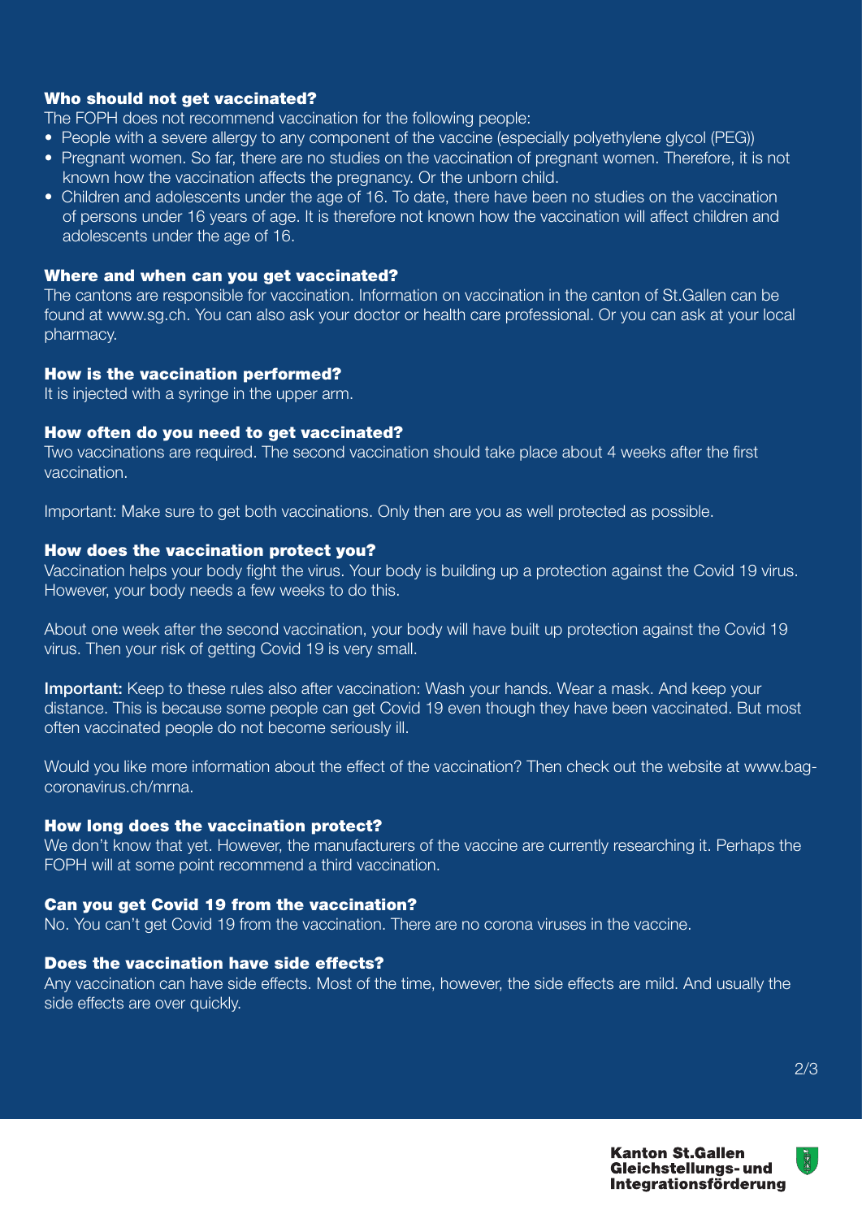### Who should not get vaccinated?

The FOPH does not recommend vaccination for the following people:

- People with a severe allergy to any component of the vaccine (especially polyethylene glycol (PEG))
- Pregnant women. So far, there are no studies on the vaccination of pregnant women. Therefore, it is not known how the vaccination affects the pregnancy. Or the unborn child.
- Children and adolescents under the age of 16. To date, there have been no studies on the vaccination of persons under 16 years of age. It is therefore not known how the vaccination will affect children and adolescents under the age of 16.

### Where and when can you get vaccinated?

The cantons are responsible for vaccination. Information on vaccination in the canton of St.Gallen can be found at www.sg.ch. You can also ask your doctor or health care professional. Or you can ask at your local pharmacy.

### How is the vaccination performed?

It is injected with a syringe in the upper arm.

### How often do you need to get vaccinated?

Two vaccinations are required. The second vaccination should take place about 4 weeks after the first vaccination.

Important: Make sure to get both vaccinations. Only then are you as well protected as possible.

### How does the vaccination protect you?

Vaccination helps your body fight the virus. Your body is building up a protection against the Covid 19 virus. However, your body needs a few weeks to do this.

About one week after the second vaccination, your body will have built up protection against the Covid 19 virus. Then your risk of getting Covid 19 is very small.

**Important:** Keep to these rules also after vaccination: Wash your hands. Wear a mask. And keep your distance. This is because some people can get Covid 19 even though they have been vaccinated. But most often vaccinated people do not become seriously ill.

Would you like more information about the effect of the vaccination? Then check out the website at www.bag-coronavirus.ch/mrna.

### How long does the vaccination protect?

We don't know that yet. However, the manufacturers of the vaccine are currently researching it. Perhaps the FOPH will at some point recommend a third vaccination.

### Can you get Covid 19 from the vaccination?

No. You can't get Covid 19 from the vaccination. There are no corona viruses in the vaccine.

### Does the vaccination have side effects?

Any vaccination can have side effects. Most of the time, however, the side effects are mild. And usually the side effects are over quickly.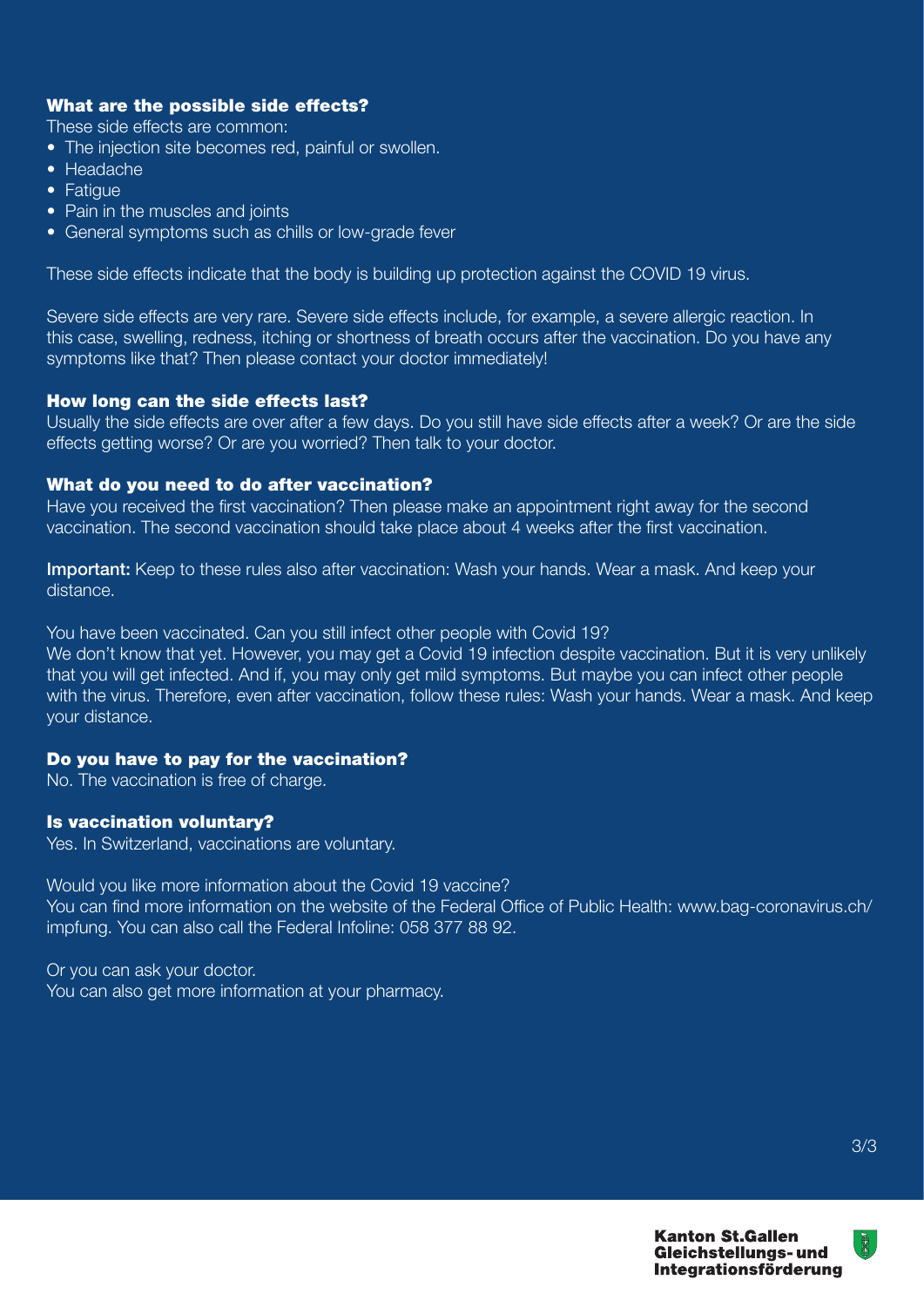### What are the possible side effects?

These side effects are common:

- The injection site becomes red, painful or swollen.
- Headache
- Fatigue
- Pain in the muscles and joints
- General symptoms such as chills or low-grade fever

These side effects indicate that the body is building up protection against the COVID 19 virus.

Severe side effects are very rare. Severe side effects include, for example, a severe allergic reaction. In this case, swelling, redness, itching or shortness of breath occurs after the vaccination. Do you have any symptoms like that? Then please contact your doctor immediately!

### How long can the side effects last?

Usually the side effects are over after a few days. Do you still have side effects after a week? Or are the side effects getting worse? Or are you worried? Then talk to your doctor.

### What do you need to do after vaccination?

Have you received the first vaccination? Then please make an appointment right away for the second vaccination. The second vaccination should take place about 4 weeks after the first vaccination.

**Important:** Keep to these rules also after vaccination: Wash your hands. Wear a mask. And keep your distance.

You have been vaccinated. Can you still infect other people with Covid 19?
We don't know that yet. However, you may get a Covid 19 infection despite vaccination. But it is very unlikely that you will get infected. And if, you may only get mild symptoms. But maybe you can infect other people with the virus. Therefore, even after vaccination, follow these rules: Wash your hands. Wear a mask. And keep your distance.

### Do you have to pay for the vaccination?

No. The vaccination is free of charge.

### Is vaccination voluntary?

Yes. In Switzerland, vaccinations are voluntary.

Would you like more information about the Covid 19 vaccine?
You can find more information on the website of the Federal Office of Public Health: www.bag-coronavirus.ch/impfung. You can also call the Federal Infoline: 058 377 88 92.

Or you can ask your doctor.
You can also get more information at your pharmacy.

**Kanton St.Gallen**
**Gleichstellungs- und Integrationsförderung**